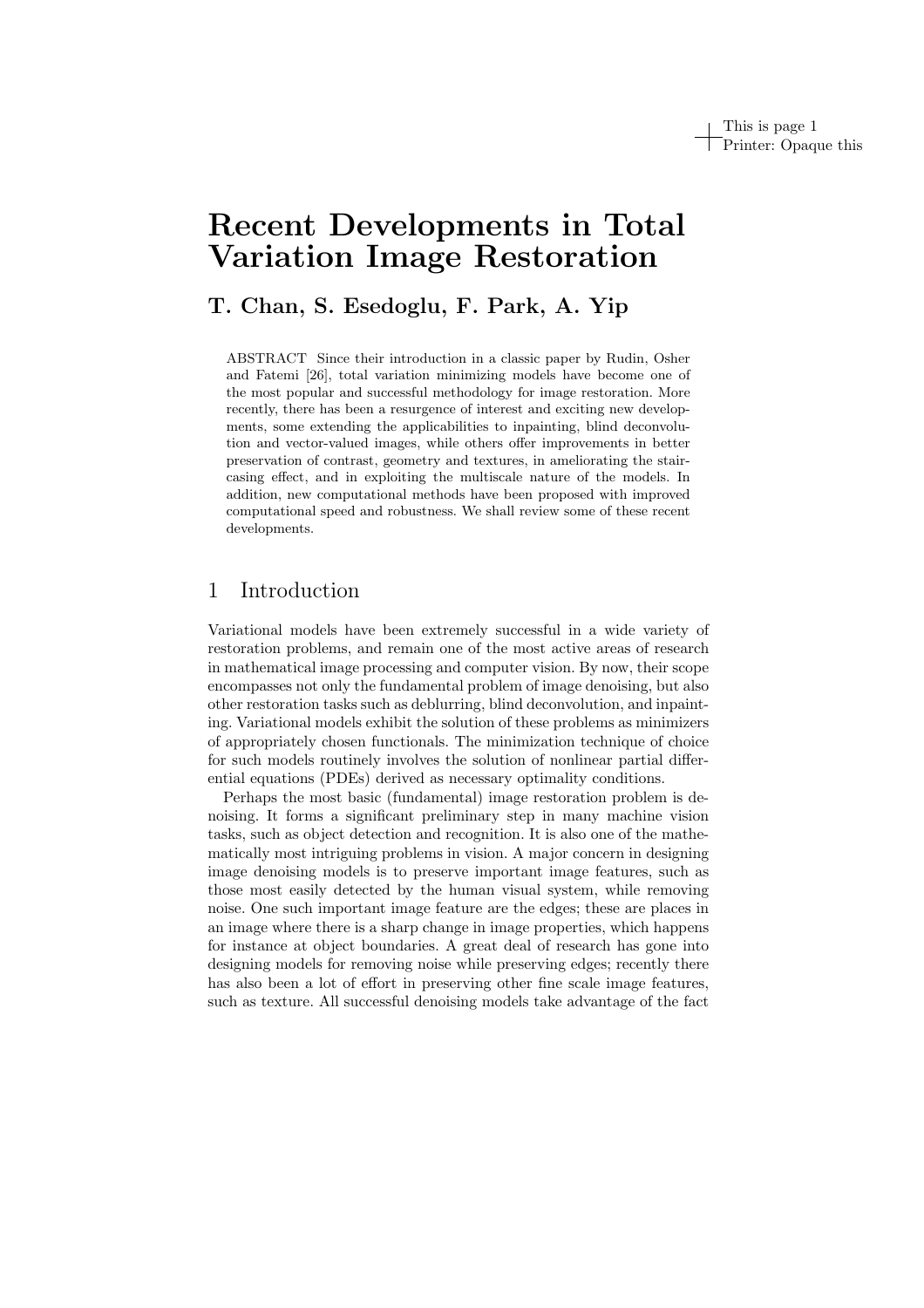# Recent Developments in Total Variation Image Restoration

**T. Chan, S. Esedoglu, F. Park, A. Yip**

ABSTRACT Since their introduction in a classic paper by Rudin, Osher and Fatemi [26], total variation minimizing models have become one of the most popular and successful methodology for image restoration. More recently, there has been a resurgence of interest and exciting new developments, some extending the applicabilities to inpainting, blind deconvolution and vector-valued images, while others offer improvements in better preservation of contrast, geometry and textures, in ameliorating the staircasing effect, and in exploiting the multiscale nature of the models. In addition, new computational methods have been proposed with improved computational speed and robustness. We shall review some of these recent developments.

## 1 Introduction

Variational models have been extremely successful in a wide variety of restoration problems, and remain one of the most active areas of research in mathematical image processing and computer vision. By now, their scope encompasses not only the fundamental problem of image denoising, but also other restoration tasks such as deblurring, blind deconvolution, and inpainting. Variational models exhibit the solution of these problems as minimizers of appropriately chosen functionals. The minimization technique of choice for such models routinely involves the solution of nonlinear partial differential equations (PDEs) derived as necessary optimality conditions.

Perhaps the most basic (fundamental) image restoration problem is denoising. It forms a significant preliminary step in many machine vision tasks, such as object detection and recognition. It is also one of the mathematically most intriguing problems in vision. A major concern in designing image denoising models is to preserve important image features, such as those most easily detected by the human visual system, while removing noise. One such important image feature are the edges; these are places in an image where there is a sharp change in image properties, which happens for instance at object boundaries. A great deal of research has gone into designing models for removing noise while preserving edges; recently there has also been a lot of effort in preserving other fine scale image features, such as texture. All successful denoising models take advantage of the fact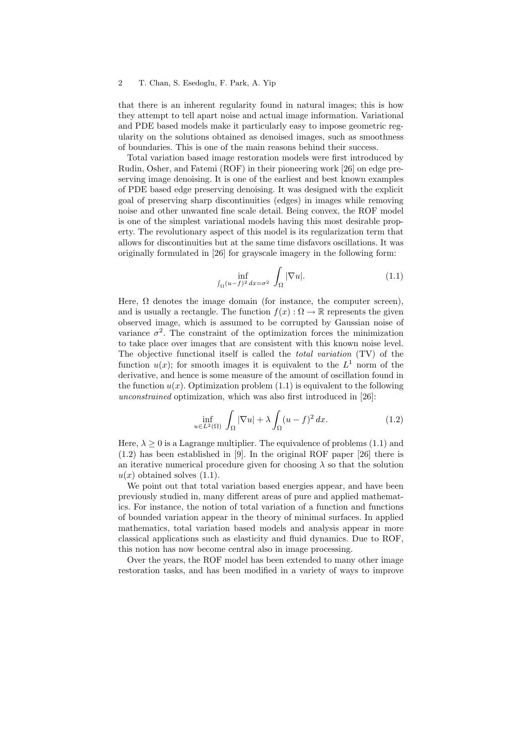that there is an inherent regularity found in natural images; this is how they attempt to tell apart noise and actual image information. Variational and PDE based models make it particularly easy to impose geometric regularity on the solutions obtained as denoised images, such as smoothness of boundaries. This is one of the main reasons behind their success.

Total variation based image restoration models were first introduced by Rudin, Osher, and Fatemi (ROF) in their pioneering work [26] on edge preserving image denoising. It is one of the earliest and best known examples of PDE based edge preserving denoising. It was designed with the explicit goal of preserving sharp discontinuities (edges) in images while removing noise and other unwanted fine scale detail. Being convex, the ROF model is one of the simplest variational models having this most desirable property. The revolutionary aspect of this model is its regularization term that allows for discontinuities but at the same time disfavors oscillations. It was originally formulated in [26] for grayscale imagery in the following form:

$$\inf_{\int_\Omega (u-f)^2\,dx=\sigma^2} \int_\Omega |\nabla u|. \tag{1.1}$$

Here, $\Omega$ denotes the image domain (for instance, the computer screen), and is usually a rectangle. The function $f(x) : \Omega \to \mathbb{R}$ represents the given observed image, which is assumed to be corrupted by Gaussian noise of variance $\sigma^2$. The constraint of the optimization forces the minimization to take place over images that are consistent with this known noise level. The objective functional itself is called the *total variation* (TV) of the function $u(x)$; for smooth images it is equivalent to the $L^1$ norm of the derivative, and hence is some measure of the amount of oscillation found in the function $u(x)$. Optimization problem (1.1) is equivalent to the following *unconstrained* optimization, which was also first introduced in [26]:

$$\inf_{u\in L^2(\Omega)} \int_\Omega |\nabla u| + \lambda \int_\Omega (u-f)^2\,dx. \tag{1.2}$$

Here, $\lambda \geq 0$ is a Lagrange multiplier. The equivalence of problems (1.1) and (1.2) has been established in [9]. In the original ROF paper [26] there is an iterative numerical procedure given for choosing $\lambda$ so that the solution $u(x)$ obtained solves (1.1).

We point out that total variation based energies appear, and have been previously studied in, many different areas of pure and applied mathematics. For instance, the notion of total variation of a function and functions of bounded variation appear in the theory of minimal surfaces. In applied mathematics, total variation based models and analysis appear in more classical applications such as elasticity and fluid dynamics. Due to ROF, this notion has now become central also in image processing.

Over the years, the ROF model has been extended to many other image restoration tasks, and has been modified in a variety of ways to improve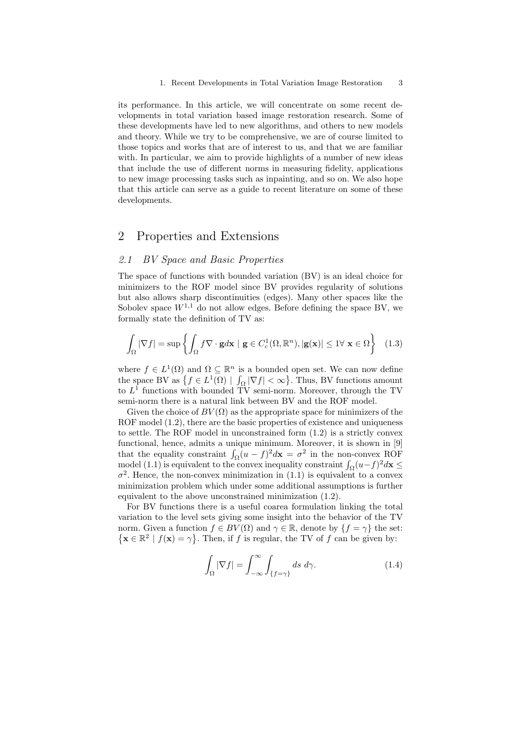its performance. In this article, we will concentrate on some recent developments in total variation based image restoration research. Some of these developments have led to new algorithms, and others to new models and theory. While we try to be comprehensive, we are of course limited to those topics and works that are of interest to us, and that we are familiar with. In particular, we aim to provide highlights of a number of new ideas that include the use of different norms in measuring fidelity, applications to new image processing tasks such as inpainting, and so on. We also hope that this article can serve as a guide to recent literature on some of these developments.

# 2 Properties and Extensions

## *2.1 BV Space and Basic Properties*

The space of functions with bounded variation (BV) is an ideal choice for minimizers to the ROF model since BV provides regularity of solutions but also allows sharp discontinuities (edges). Many other spaces like the Sobolev space $W^{1,1}$ do not allow edges. Before defining the space BV, we formally state the definition of TV as:

$$\int_\Omega |\nabla f| = \sup\left\{ \int_\Omega f \nabla \cdot \mathbf{g} d\mathbf{x} \mid \mathbf{g} \in C_c^1(\Omega, \mathbb{R}^n), |\mathbf{g}(\mathbf{x})| \leq 1 \forall\ \mathbf{x} \in \Omega \right\} \quad (1.3)$$

where $f \in L^1(\Omega)$ and $\Omega \subseteq \mathbb{R}^n$ is a bounded open set. We can now define the space BV as $\left\{ f \in L^1(\Omega) \mid \int_\Omega |\nabla f| < \infty \right\}$. Thus, BV functions amount to $L^1$ functions with bounded TV semi-norm. Moreover, through the TV semi-norm there is a natural link between BV and the ROF model.

Given the choice of $BV(\Omega)$ as the appropriate space for minimizers of the ROF model (1.2), there are the basic properties of existence and uniqueness to settle. The ROF model in unconstrained form (1.2) is a strictly convex functional, hence, admits a unique minimum. Moreover, it is shown in [9] that the equality constraint $\int_\Omega (u-f)^2 d\mathbf{x} = \sigma^2$ in the non-convex ROF model (1.1) is equivalent to the convex inequality constraint $\int_\Omega (u-f)^2 d\mathbf{x} \leq \sigma^2$. Hence, the non-convex minimization in (1.1) is equivalent to a convex minimization problem which under some additional assumptions is further equivalent to the above unconstrained minimization (1.2).

For BV functions there is a useful coarea formulation linking the total variation to the level sets giving some insight into the behavior of the TV norm. Given a function $f \in BV(\Omega)$ and $\gamma \in \mathbb{R}$, denote by $\{f = \gamma\}$ the set: $\left\{ \mathbf{x} \in \mathbb{R}^2 \mid f(\mathbf{x}) = \gamma \right\}$. Then, if $f$ is regular, the TV of $f$ can be given by:

$$\int_\Omega |\nabla f| = \int_{-\infty}^{\infty} \int_{\{f=\gamma\}} ds\ d\gamma. \quad (1.4)$$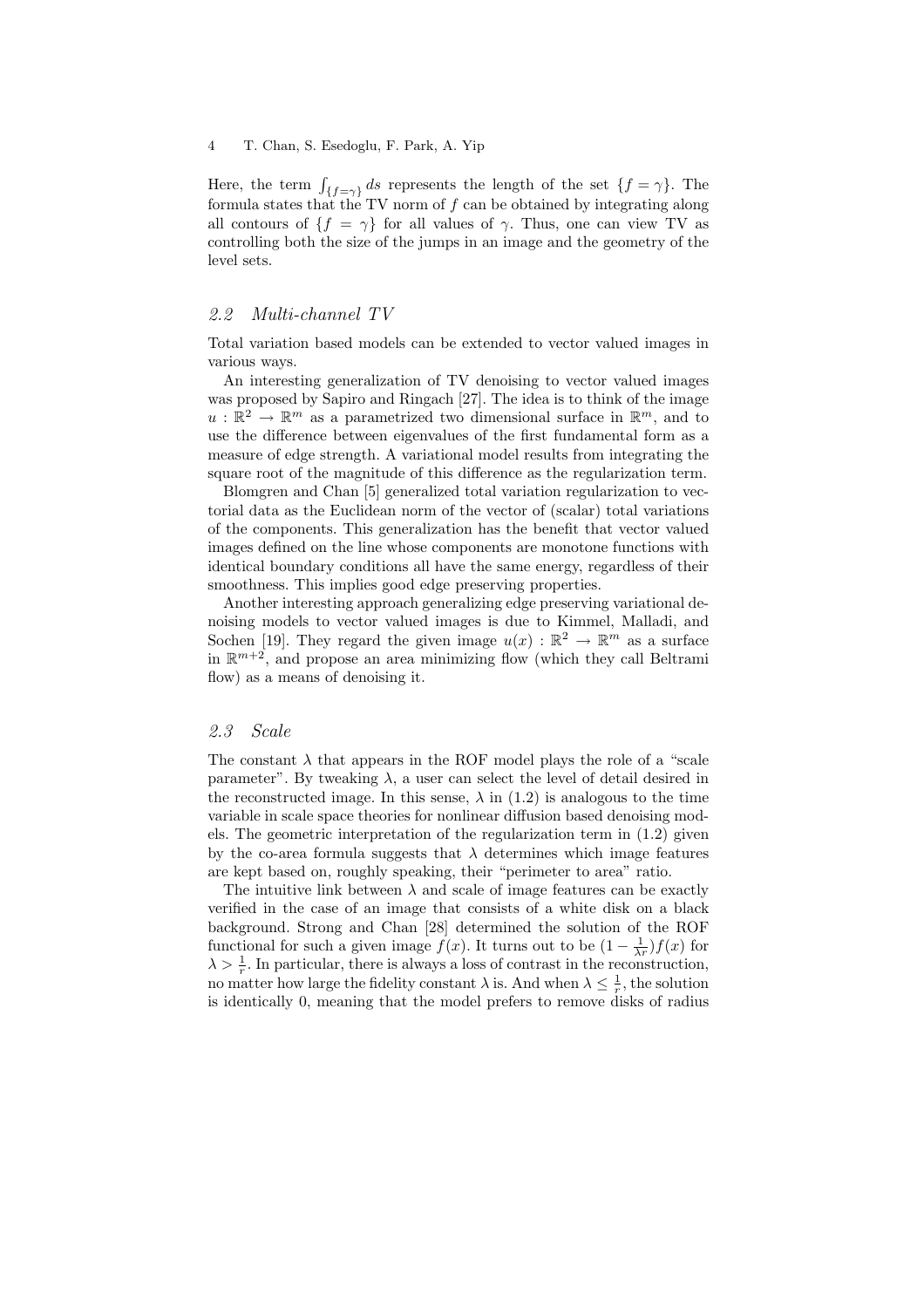Here, the term $\int_{\{f=\gamma\}} ds$ represents the length of the set $\{f = \gamma\}$. The formula states that the TV norm of $f$ can be obtained by integrating along all contours of $\{f = \gamma\}$ for all values of $\gamma$. Thus, one can view TV as controlling both the size of the jumps in an image and the geometry of the level sets.

### *2.2 Multi-channel TV*

Total variation based models can be extended to vector valued images in various ways.

An interesting generalization of TV denoising to vector valued images was proposed by Sapiro and Ringach [27]. The idea is to think of the image $u : \mathbb{R}^2 \to \mathbb{R}^m$ as a parametrized two dimensional surface in $\mathbb{R}^m$, and to use the difference between eigenvalues of the first fundamental form as a measure of edge strength. A variational model results from integrating the square root of the magnitude of this difference as the regularization term.

Blomgren and Chan [5] generalized total variation regularization to vectorial data as the Euclidean norm of the vector of (scalar) total variations of the components. This generalization has the benefit that vector valued images defined on the line whose components are monotone functions with identical boundary conditions all have the same energy, regardless of their smoothness. This implies good edge preserving properties.

Another interesting approach generalizing edge preserving variational denoising models to vector valued images is due to Kimmel, Malladi, and Sochen [19]. They regard the given image $u(x) : \mathbb{R}^2 \to \mathbb{R}^m$ as a surface in $\mathbb{R}^{m+2}$, and propose an area minimizing flow (which they call Beltrami flow) as a means of denoising it.

### *2.3 Scale*

The constant $\lambda$ that appears in the ROF model plays the role of a "scale parameter". By tweaking $\lambda$, a user can select the level of detail desired in the reconstructed image. In this sense, $\lambda$ in (1.2) is analogous to the time variable in scale space theories for nonlinear diffusion based denoising models. The geometric interpretation of the regularization term in (1.2) given by the co-area formula suggests that $\lambda$ determines which image features are kept based on, roughly speaking, their "perimeter to area" ratio.

The intuitive link between $\lambda$ and scale of image features can be exactly verified in the case of an image that consists of a white disk on a black background. Strong and Chan [28] determined the solution of the ROF functional for such a given image $f(x)$. It turns out to be $(1 - \frac{1}{\lambda r})f(x)$ for $\lambda > \frac{1}{r}$. In particular, there is always a loss of contrast in the reconstruction, no matter how large the fidelity constant $\lambda$ is. And when $\lambda \leq \frac{1}{r}$, the solution is identically 0, meaning that the model prefers to remove disks of radius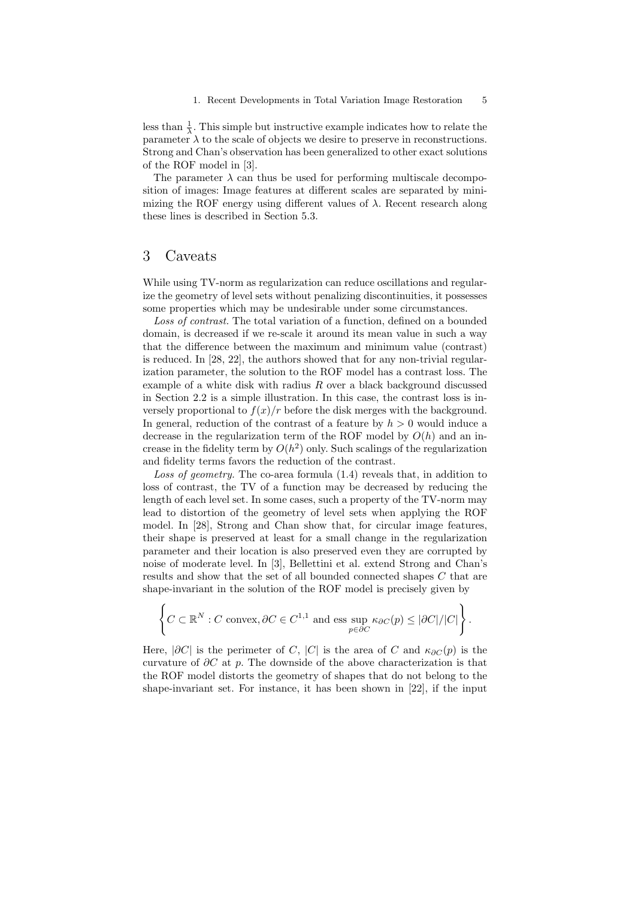less than $\frac{1}{\lambda}$. This simple but instructive example indicates how to relate the parameter $\lambda$ to the scale of objects we desire to preserve in reconstructions. Strong and Chan's observation has been generalized to other exact solutions of the ROF model in [3].

The parameter $\lambda$ can thus be used for performing multiscale decomposition of images: Image features at different scales are separated by minimizing the ROF energy using different values of $\lambda$. Recent research along these lines is described in Section 5.3.

## 3 Caveats

While using TV-norm as regularization can reduce oscillations and regularize the geometry of level sets without penalizing discontinuities, it possesses some properties which may be undesirable under some circumstances.

*Loss of contrast.* The total variation of a function, defined on a bounded domain, is decreased if we re-scale it around its mean value in such a way that the difference between the maximum and minimum value (contrast) is reduced. In [28, 22], the authors showed that for any non-trivial regularization parameter, the solution to the ROF model has a contrast loss. The example of a white disk with radius $R$ over a black background discussed in Section 2.2 is a simple illustration. In this case, the contrast loss is inversely proportional to $f(x)/r$ before the disk merges with the background. In general, reduction of the contrast of a feature by $h > 0$ would induce a decrease in the regularization term of the ROF model by $O(h)$ and an increase in the fidelity term by $O(h^2)$ only. Such scalings of the regularization and fidelity terms favors the reduction of the contrast.

*Loss of geometry.* The co-area formula (1.4) reveals that, in addition to loss of contrast, the TV of a function may be decreased by reducing the length of each level set. In some cases, such a property of the TV-norm may lead to distortion of the geometry of level sets when applying the ROF model. In [28], Strong and Chan show that, for circular image features, their shape is preserved at least for a small change in the regularization parameter and their location is also preserved even they are corrupted by noise of moderate level. In [3], Bellettini et al. extend Strong and Chan's results and show that the set of all bounded connected shapes $C$ that are shape-invariant in the solution of the ROF model is precisely given by

$$\left\{ C \subset \mathbb{R}^N : C \text{ convex}, \partial C \in C^{1,1} \text{ and } \operatorname*{ess\,sup}_{p \in \partial C} \kappa_{\partial C}(p) \leq |\partial C|/|C| \right\}.$$

Here, $|\partial C|$ is the perimeter of $C$, $|C|$ is the area of $C$ and $\kappa_{\partial C}(p)$ is the curvature of $\partial C$ at $p$. The downside of the above characterization is that the ROF model distorts the geometry of shapes that do not belong to the shape-invariant set. For instance, it has been shown in [22], if the input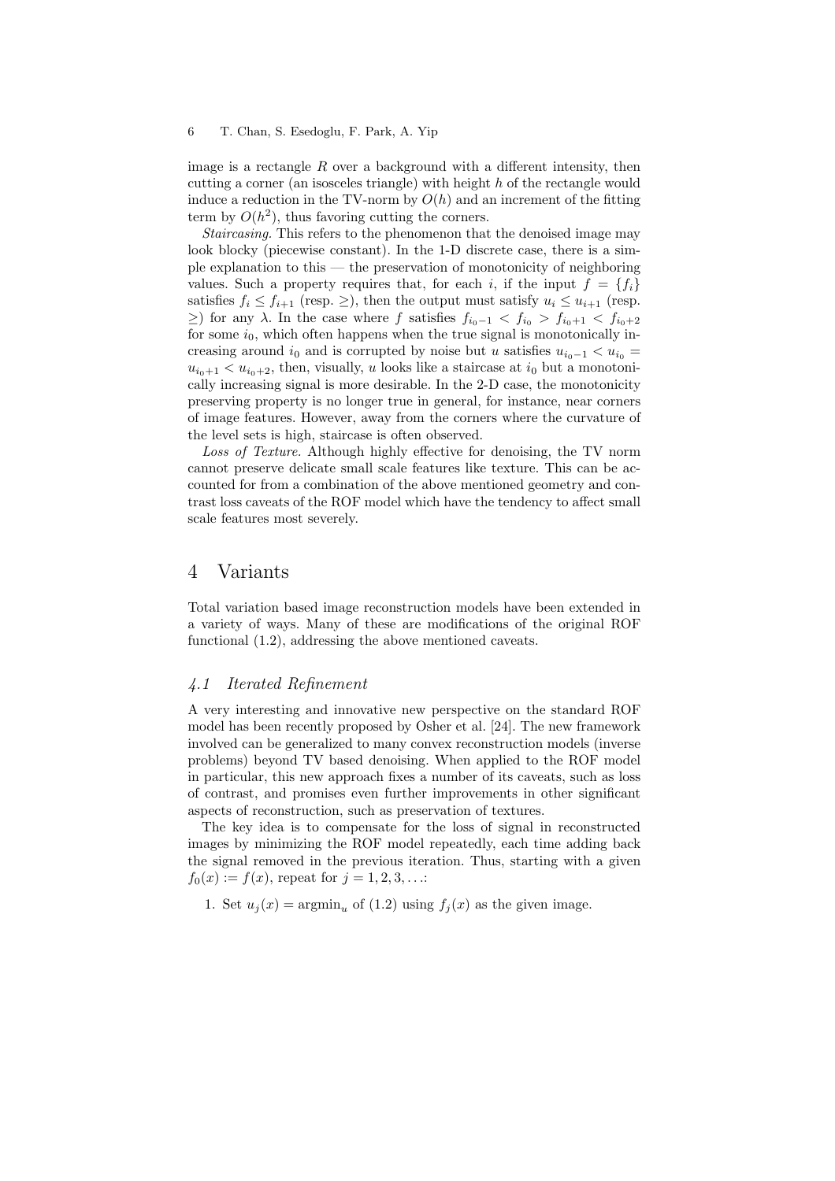image is a rectangle $R$ over a background with a different intensity, then cutting a corner (an isosceles triangle) with height $h$ of the rectangle would induce a reduction in the TV-norm by $O(h)$ and an increment of the fitting term by $O(h^2)$, thus favoring cutting the corners.

*Staircasing.* This refers to the phenomenon that the denoised image may look blocky (piecewise constant). In the 1-D discrete case, there is a simple explanation to this — the preservation of monotonicity of neighboring values. Such a property requires that, for each $i$, if the input $f = \{f_i\}$ satisfies $f_i \leq f_{i+1}$ (resp. $\geq$), then the output must satisfy $u_i \leq u_{i+1}$ (resp. $\geq$) for any $\lambda$. In the case where $f$ satisfies $f_{i_0-1} < f_{i_0} > f_{i_0+1} < f_{i_0+2}$ for some $i_0$, which often happens when the true signal is monotonically increasing around $i_0$ and is corrupted by noise but $u$ satisfies $u_{i_0-1} < u_{i_0} = u_{i_0+1} < u_{i_0+2}$, then, visually, $u$ looks like a staircase at $i_0$ but a monotonically increasing signal is more desirable. In the 2-D case, the monotonicity preserving property is no longer true in general, for instance, near corners of image features. However, away from the corners where the curvature of the level sets is high, staircase is often observed.

*Loss of Texture.* Although highly effective for denoising, the TV norm cannot preserve delicate small scale features like texture. This can be accounted for from a combination of the above mentioned geometry and contrast loss caveats of the ROF model which have the tendency to affect small scale features most severely.

# 4 Variants

Total variation based image reconstruction models have been extended in a variety of ways. Many of these are modifications of the original ROF functional (1.2), addressing the above mentioned caveats.

## *4.1 Iterated Refinement*

A very interesting and innovative new perspective on the standard ROF model has been recently proposed by Osher et al. [24]. The new framework involved can be generalized to many convex reconstruction models (inverse problems) beyond TV based denoising. When applied to the ROF model in particular, this new approach fixes a number of its caveats, such as loss of contrast, and promises even further improvements in other significant aspects of reconstruction, such as preservation of textures.

The key idea is to compensate for the loss of signal in reconstructed images by minimizing the ROF model repeatedly, each time adding back the signal removed in the previous iteration. Thus, starting with a given $f_0(x) := f(x)$, repeat for $j = 1, 2, 3, \ldots$:

1. Set $u_j(x) = \text{argmin}_u$ of (1.2) using $f_j(x)$ as the given image.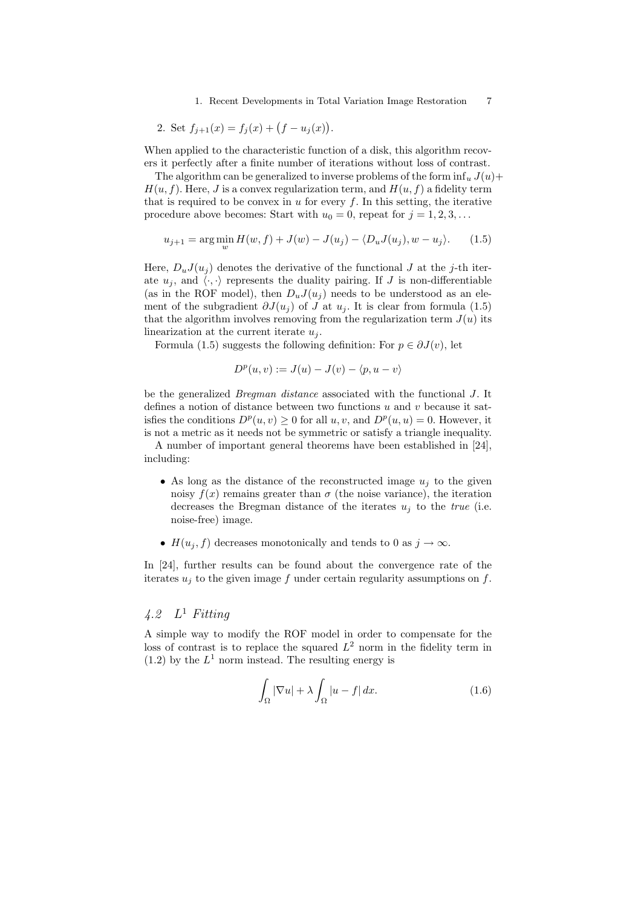2. Set $f_{j+1}(x) = f_j(x) + \big(f - u_j(x)\big)$.

When applied to the characteristic function of a disk, this algorithm recovers it perfectly after a finite number of iterations without loss of contrast.

The algorithm can be generalized to inverse problems of the form $\inf_u J(u) + H(u,f)$. Here, $J$ is a convex regularization term, and $H(u,f)$ a fidelity term that is required to be convex in $u$ for every $f$. In this setting, the iterative procedure above becomes: Start with $u_0 = 0$, repeat for $j = 1, 2, 3, \ldots$

$$u_{j+1} = \arg\min_w H(w,f) + J(w) - J(u_j) - \langle D_u J(u_j), w - u_j \rangle. \tag{1.5}$$

Here, $D_u J(u_j)$ denotes the derivative of the functional $J$ at the $j$-th iterate $u_j$, and $\langle \cdot, \cdot \rangle$ represents the duality pairing. If $J$ is non-differentiable (as in the ROF model), then $D_u J(u_j)$ needs to be understood as an element of the subgradient $\partial J(u_j)$ of $J$ at $u_j$. It is clear from formula (1.5) that the algorithm involves removing from the regularization term $J(u)$ its linearization at the current iterate $u_j$.

Formula (1.5) suggests the following definition: For $p \in \partial J(v)$, let

$$D^p(u,v) := J(u) - J(v) - \langle p, u - v \rangle$$

be the generalized *Bregman distance* associated with the functional $J$. It defines a notion of distance between two functions $u$ and $v$ because it satisfies the conditions $D^p(u,v) \geq 0$ for all $u, v$, and $D^p(u,u) = 0$. However, it is not a metric as it needs not be symmetric or satisfy a triangle inequality.

A number of important general theorems have been established in [24], including:

- As long as the distance of the reconstructed image $u_j$ to the given noisy $f(x)$ remains greater than $\sigma$ (the noise variance), the iteration decreases the Bregman distance of the iterates $u_j$ to the *true* (i.e. noise-free) image.
- $H(u_j, f)$ decreases monotonically and tends to 0 as $j \to \infty$.

In [24], further results can be found about the convergence rate of the iterates $u_j$ to the given image $f$ under certain regularity assumptions on $f$.

### *4.2 $L^1$ Fitting*

A simple way to modify the ROF model in order to compensate for the loss of contrast is to replace the squared $L^2$ norm in the fidelity term in (1.2) by the $L^1$ norm instead. The resulting energy is

$$\int_\Omega |\nabla u| + \lambda \int_\Omega |u - f| \, dx. \tag{1.6}$$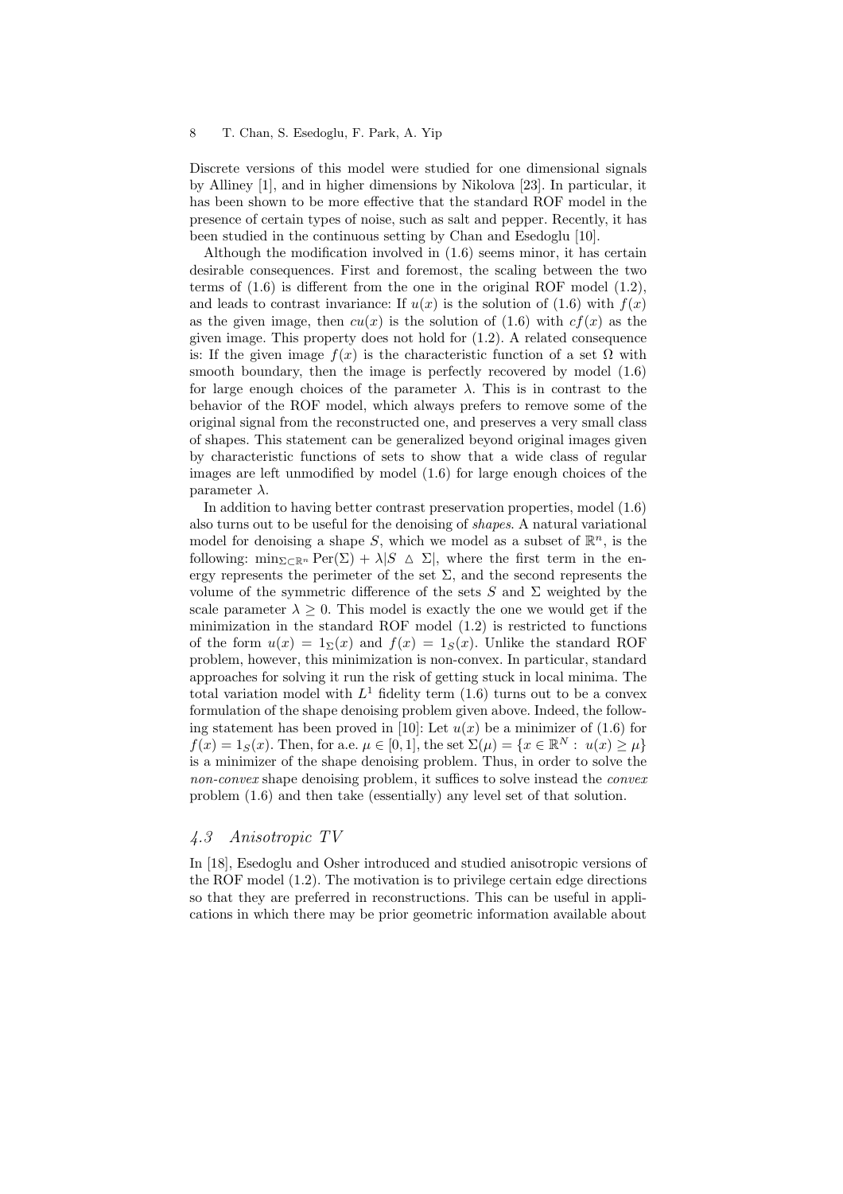Discrete versions of this model were studied for one dimensional signals by Alliney [1], and in higher dimensions by Nikolova [23]. In particular, it has been shown to be more effective that the standard ROF model in the presence of certain types of noise, such as salt and pepper. Recently, it has been studied in the continuous setting by Chan and Esedoglu [10].

Although the modification involved in (1.6) seems minor, it has certain desirable consequences. First and foremost, the scaling between the two terms of (1.6) is different from the one in the original ROF model (1.2), and leads to contrast invariance: If $u(x)$ is the solution of (1.6) with $f(x)$ as the given image, then $cu(x)$ is the solution of (1.6) with $cf(x)$ as the given image. This property does not hold for (1.2). A related consequence is: If the given image $f(x)$ is the characteristic function of a set $\Omega$ with smooth boundary, then the image is perfectly recovered by model (1.6) for large enough choices of the parameter $\lambda$. This is in contrast to the behavior of the ROF model, which always prefers to remove some of the original signal from the reconstructed one, and preserves a very small class of shapes. This statement can be generalized beyond original images given by characteristic functions of sets to show that a wide class of regular images are left unmodified by model (1.6) for large enough choices of the parameter $\lambda$.

In addition to having better contrast preservation properties, model (1.6) also turns out to be useful for the denoising of *shapes*. A natural variational model for denoising a shape $S$, which we model as a subset of $\mathbb{R}^n$, is the following: $\min_{\Sigma \subset \mathbb{R}^n} \mathrm{Per}(\Sigma) + \lambda |S \triangle \Sigma|$, where the first term in the energy represents the perimeter of the set $\Sigma$, and the second represents the volume of the symmetric difference of the sets $S$ and $\Sigma$ weighted by the scale parameter $\lambda \geq 0$. This model is exactly the one we would get if the minimization in the standard ROF model (1.2) is restricted to functions of the form $u(x) = 1_\Sigma(x)$ and $f(x) = 1_S(x)$. Unlike the standard ROF problem, however, this minimization is non-convex. In particular, standard approaches for solving it run the risk of getting stuck in local minima. The total variation model with $L^1$ fidelity term (1.6) turns out to be a convex formulation of the shape denoising problem given above. Indeed, the following statement has been proved in [10]: Let $u(x)$ be a minimizer of (1.6) for $f(x) = 1_S(x)$. Then, for a.e. $\mu \in [0, 1]$, the set $\Sigma(\mu) = \{x \in \mathbb{R}^N : \ u(x) \geq \mu\}$ is a minimizer of the shape denoising problem. Thus, in order to solve the *non-convex* shape denoising problem, it suffices to solve instead the *convex* problem (1.6) and then take (essentially) any level set of that solution.

### 4.3 Anisotropic TV

In [18], Esedoglu and Osher introduced and studied anisotropic versions of the ROF model (1.2). The motivation is to privilege certain edge directions so that they are preferred in reconstructions. This can be useful in applications in which there may be prior geometric information available about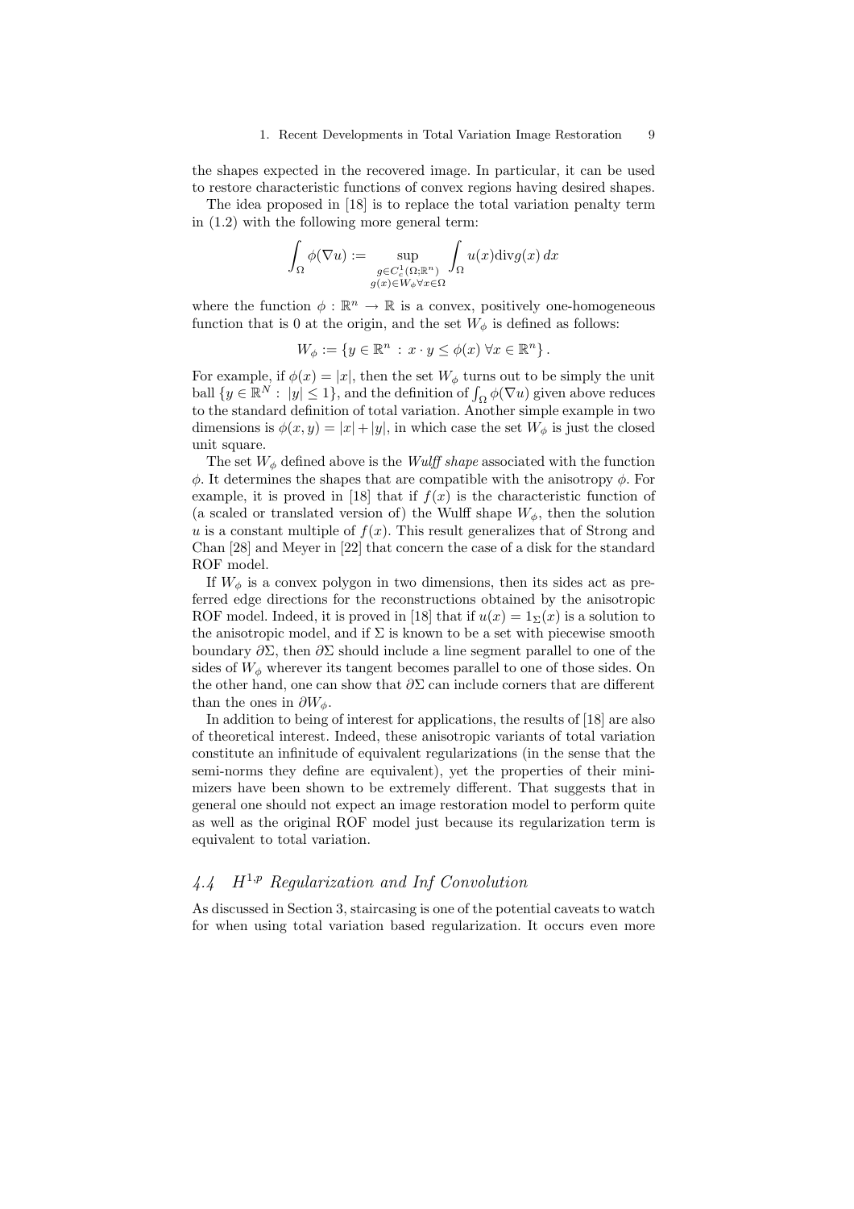the shapes expected in the recovered image. In particular, it can be used to restore characteristic functions of convex regions having desired shapes.

The idea proposed in [18] is to replace the total variation penalty term in (1.2) with the following more general term:

$$\int_\Omega \phi(\nabla u) := \sup_{\substack{g \in C_c^1(\Omega;\mathbb{R}^n) \\ g(x) \in W_\phi \forall x \in \Omega}} \int_\Omega u(x) \mathrm{div} g(x)\, dx$$

where the function $\phi : \mathbb{R}^n \to \mathbb{R}$ is a convex, positively one-homogeneous function that is 0 at the origin, and the set $W_\phi$ is defined as follows:

$$W_\phi := \{ y \in \mathbb{R}^n \, : \, x \cdot y \leq \phi(x) \; \forall x \in \mathbb{R}^n \}.$$

For example, if $\phi(x) = |x|$, then the set $W_\phi$ turns out to be simply the unit ball $\{y \in \mathbb{R}^N : \; |y| \leq 1\}$, and the definition of $\int_\Omega \phi(\nabla u)$ given above reduces to the standard definition of total variation. Another simple example in two dimensions is $\phi(x, y) = |x| + |y|$, in which case the set $W_\phi$ is just the closed unit square.

The set $W_\phi$ defined above is the *Wulff shape* associated with the function $\phi$. It determines the shapes that are compatible with the anisotropy $\phi$. For example, it is proved in [18] that if $f(x)$ is the characteristic function of (a scaled or translated version of) the Wulff shape $W_\phi$, then the solution $u$ is a constant multiple of $f(x)$. This result generalizes that of Strong and Chan [28] and Meyer in [22] that concern the case of a disk for the standard ROF model.

If $W_\phi$ is a convex polygon in two dimensions, then its sides act as preferred edge directions for the reconstructions obtained by the anisotropic ROF model. Indeed, it is proved in [18] that if $u(x) = 1_\Sigma(x)$ is a solution to the anisotropic model, and if $\Sigma$ is known to be a set with piecewise smooth boundary $\partial\Sigma$, then $\partial\Sigma$ should include a line segment parallel to one of the sides of $W_\phi$ wherever its tangent becomes parallel to one of those sides. On the other hand, one can show that $\partial\Sigma$ can include corners that are different than the ones in $\partial W_\phi$.

In addition to being of interest for applications, the results of [18] are also of theoretical interest. Indeed, these anisotropic variants of total variation constitute an infinitude of equivalent regularizations (in the sense that the semi-norms they define are equivalent), yet the properties of their minimizers have been shown to be extremely different. That suggests that in general one should not expect an image restoration model to perform quite as well as the original ROF model just because its regularization term is equivalent to total variation.

## 4.4 $H^{1,p}$ Regularization and Inf Convolution

As discussed in Section 3, staircasing is one of the potential caveats to watch for when using total variation based regularization. It occurs even more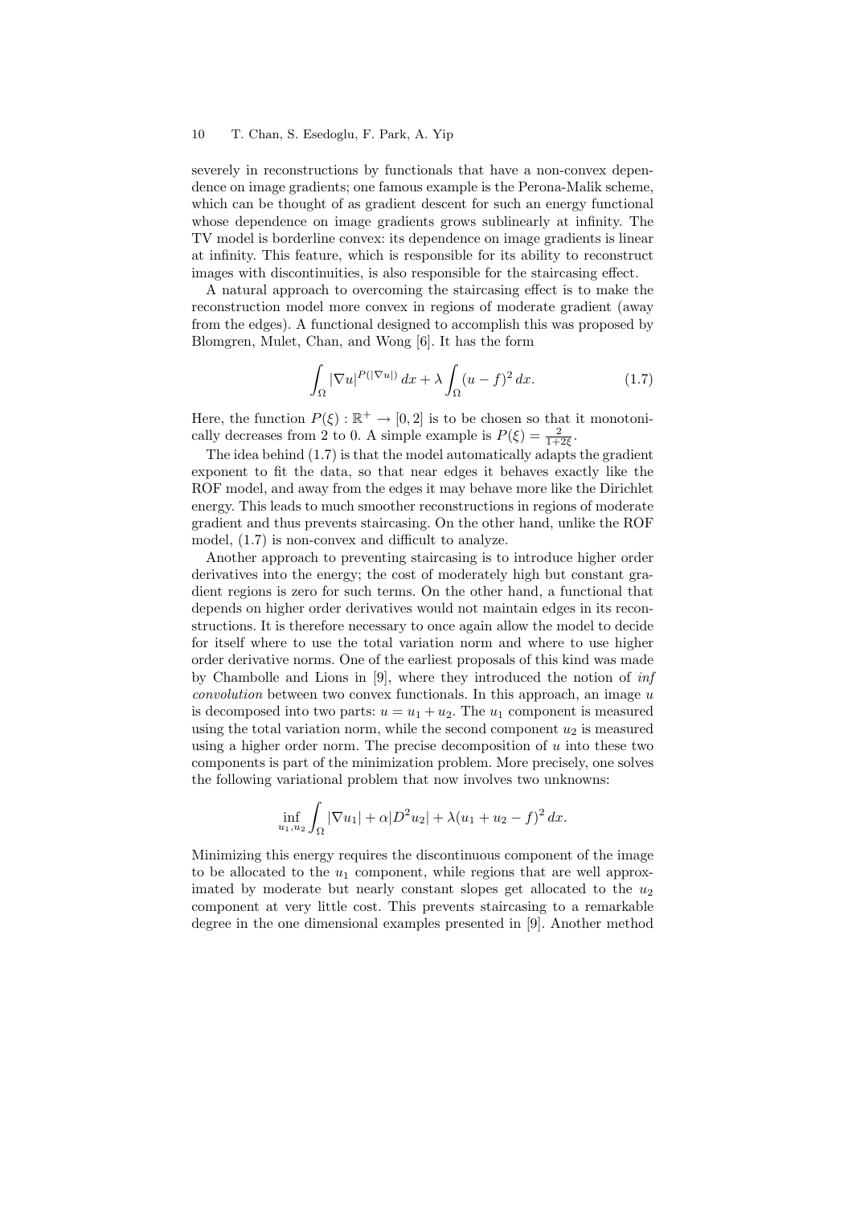severely in reconstructions by functionals that have a non-convex dependence on image gradients; one famous example is the Perona-Malik scheme, which can be thought of as gradient descent for such an energy functional whose dependence on image gradients grows sublinearly at infinity. The TV model is borderline convex: its dependence on image gradients is linear at infinity. This feature, which is responsible for its ability to reconstruct images with discontinuities, is also responsible for the staircasing effect.

A natural approach to overcoming the staircasing effect is to make the reconstruction model more convex in regions of moderate gradient (away from the edges). A functional designed to accomplish this was proposed by Blomgren, Mulet, Chan, and Wong [6]. It has the form

$$\int_\Omega |\nabla u|^{P(|\nabla u|)}\, dx + \lambda \int_\Omega (u-f)^2\, dx. \tag{1.7}$$

Here, the function $P(\xi) : \mathbb{R}^+ \to [0,2]$ is to be chosen so that it monotonically decreases from 2 to 0. A simple example is $P(\xi) = \frac{2}{1+2\xi}$.

The idea behind (1.7) is that the model automatically adapts the gradient exponent to fit the data, so that near edges it behaves exactly like the ROF model, and away from the edges it may behave more like the Dirichlet energy. This leads to much smoother reconstructions in regions of moderate gradient and thus prevents staircasing. On the other hand, unlike the ROF model, (1.7) is non-convex and difficult to analyze.

Another approach to preventing staircasing is to introduce higher order derivatives into the energy; the cost of moderately high but constant gradient regions is zero for such terms. On the other hand, a functional that depends on higher order derivatives would not maintain edges in its reconstructions. It is therefore necessary to once again allow the model to decide for itself where to use the total variation norm and where to use higher order derivative norms. One of the earliest proposals of this kind was made by Chambolle and Lions in [9], where they introduced the notion of *inf convolution* between two convex functionals. In this approach, an image $u$ is decomposed into two parts: $u = u_1 + u_2$. The $u_1$ component is measured using the total variation norm, while the second component $u_2$ is measured using a higher order norm. The precise decomposition of $u$ into these two components is part of the minimization problem. More precisely, one solves the following variational problem that now involves two unknowns:

$$\inf_{u_1, u_2} \int_\Omega |\nabla u_1| + \alpha |D^2 u_2| + \lambda (u_1 + u_2 - f)^2\, dx.$$

Minimizing this energy requires the discontinuous component of the image to be allocated to the $u_1$ component, while regions that are well approximated by moderate but nearly constant slopes get allocated to the $u_2$ component at very little cost. This prevents staircasing to a remarkable degree in the one dimensional examples presented in [9]. Another method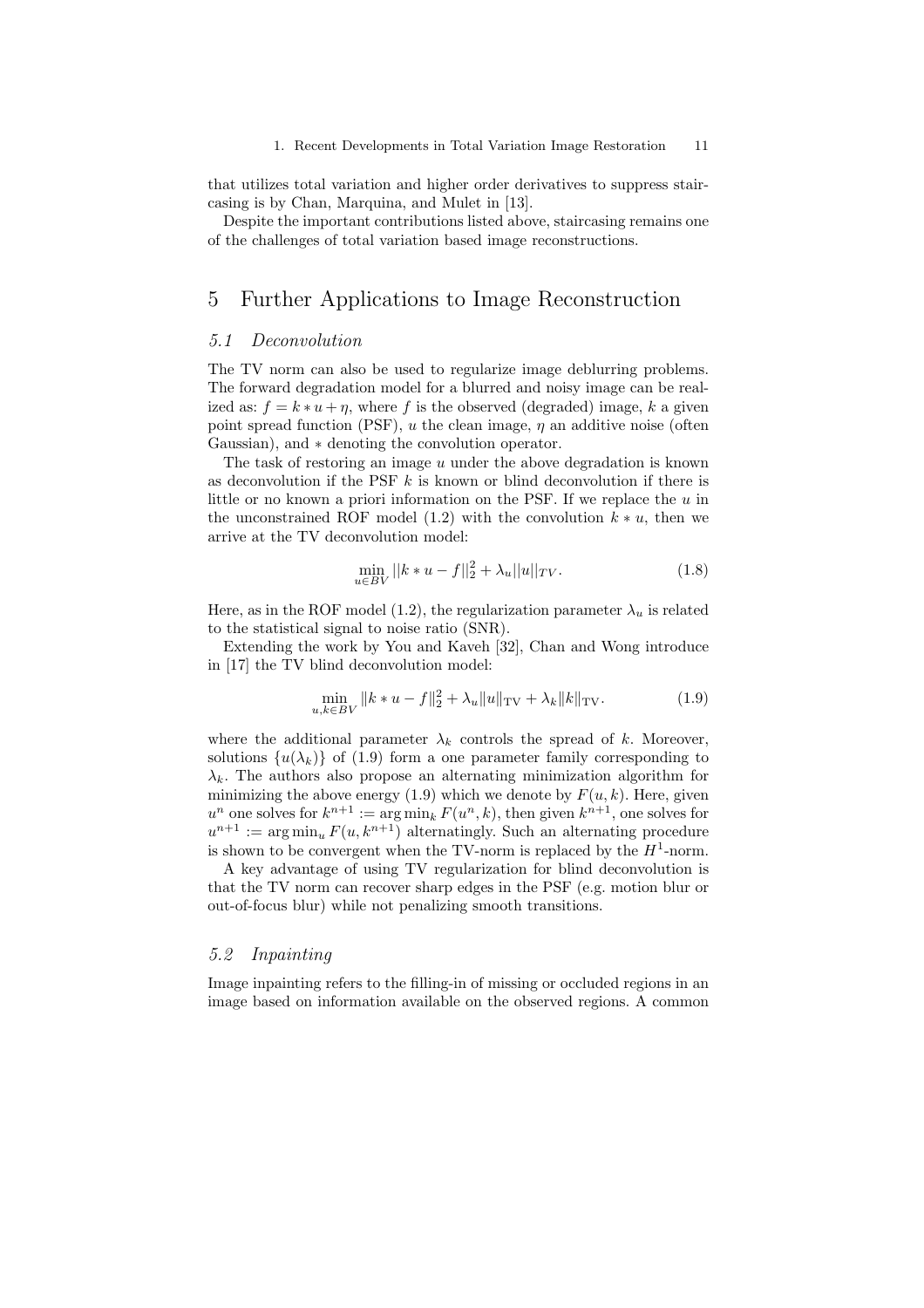that utilizes total variation and higher order derivatives to suppress staircasing is by Chan, Marquina, and Mulet in [13].

Despite the important contributions listed above, staircasing remains one of the challenges of total variation based image reconstructions.

## 5 Further Applications to Image Reconstruction

### *5.1 Deconvolution*

The TV norm can also be used to regularize image deblurring problems. The forward degradation model for a blurred and noisy image can be realized as: $f = k * u + \eta$, where $f$ is the observed (degraded) image, $k$ a given point spread function (PSF), $u$ the clean image, $\eta$ an additive noise (often Gaussian), and $*$ denoting the convolution operator.

The task of restoring an image $u$ under the above degradation is known as deconvolution if the PSF $k$ is known or blind deconvolution if there is little or no known a priori information on the PSF. If we replace the $u$ in the unconstrained ROF model (1.2) with the convolution $k * u$, then we arrive at the TV deconvolution model:

$$\min_{u \in BV} ||k * u - f||_2^2 + \lambda_u ||u||_{TV}. \tag{1.8}$$

Here, as in the ROF model (1.2), the regularization parameter $\lambda_u$ is related to the statistical signal to noise ratio (SNR).

Extending the work by You and Kaveh [32], Chan and Wong introduce in [17] the TV blind deconvolution model:

$$\min_{u,k \in BV} \|k * u - f\|_2^2 + \lambda_u \|u\|_{\mathrm{TV}} + \lambda_k \|k\|_{\mathrm{TV}}. \tag{1.9}$$

where the additional parameter $\lambda_k$ controls the spread of $k$. Moreover, solutions $\{u(\lambda_k)\}$ of (1.9) form a one parameter family corresponding to $\lambda_k$. The authors also propose an alternating minimization algorithm for minimizing the above energy (1.9) which we denote by $F(u, k)$. Here, given $u^n$ one solves for $k^{n+1} := \arg\min_k F(u^n, k)$, then given $k^{n+1}$, one solves for $u^{n+1} := \arg\min_u F(u, k^{n+1})$ alternatingly. Such an alternating procedure is shown to be convergent when the TV-norm is replaced by the $H^1$-norm.

A key advantage of using TV regularization for blind deconvolution is that the TV norm can recover sharp edges in the PSF (e.g. motion blur or out-of-focus blur) while not penalizing smooth transitions.

### *5.2 Inpainting*

Image inpainting refers to the filling-in of missing or occluded regions in an image based on information available on the observed regions. A common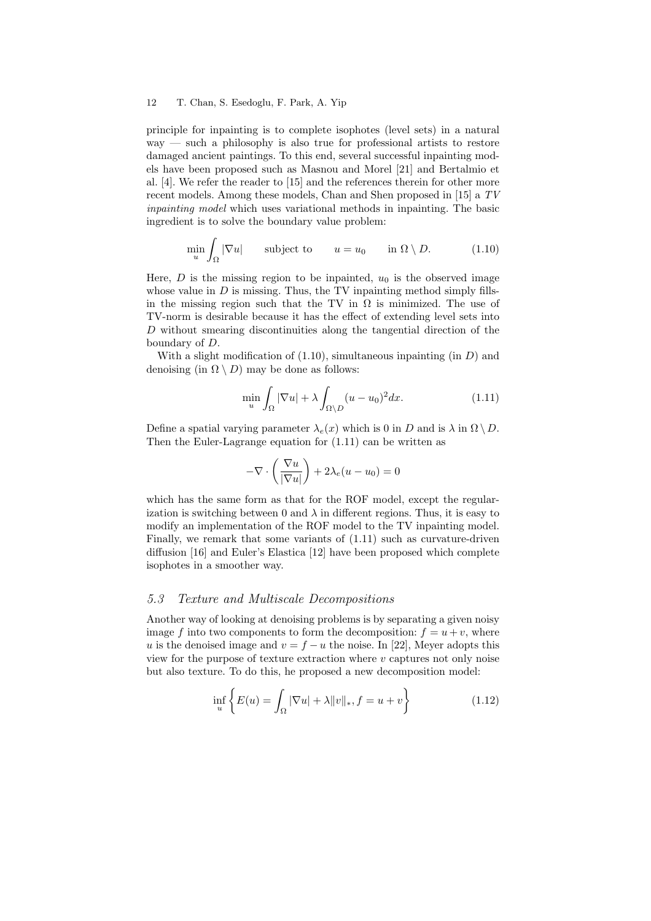principle for inpainting is to complete isophotes (level sets) in a natural way — such a philosophy is also true for professional artists to restore damaged ancient paintings. To this end, several successful inpainting models have been proposed such as Masnou and Morel [21] and Bertalmio et al. [4]. We refer the reader to [15] and the references therein for other more recent models. Among these models, Chan and Shen proposed in [15] a *TV inpainting model* which uses variational methods in inpainting. The basic ingredient is to solve the boundary value problem:

$$\min_u \int_\Omega |\nabla u| \qquad \text{subject to} \qquad u = u_0 \qquad \text{in } \Omega \setminus D. \tag{1.10}$$

Here, $D$ is the missing region to be inpainted, $u_0$ is the observed image whose value in $D$ is missing. Thus, the TV inpainting method simply fills-in the missing region such that the TV in $\Omega$ is minimized. The use of TV-norm is desirable because it has the effect of extending level sets into $D$ without smearing discontinuities along the tangential direction of the boundary of $D$.

With a slight modification of (1.10), simultaneous inpainting (in $D$) and denoising (in $\Omega \setminus D$) may be done as follows:

$$\min_u \int_\Omega |\nabla u| + \lambda \int_{\Omega \setminus D} (u - u_0)^2 dx. \tag{1.11}$$

Define a spatial varying parameter $\lambda_e(x)$ which is 0 in $D$ and is $\lambda$ in $\Omega \setminus D$. Then the Euler-Lagrange equation for (1.11) can be written as

$$-\nabla \cdot \left( \frac{\nabla u}{|\nabla u|} \right) + 2\lambda_e (u - u_0) = 0$$

which has the same form as that for the ROF model, except the regularization is switching between 0 and $\lambda$ in different regions. Thus, it is easy to modify an implementation of the ROF model to the TV inpainting model. Finally, we remark that some variants of (1.11) such as curvature-driven diffusion [16] and Euler's Elastica [12] have been proposed which complete isophotes in a smoother way.

### *5.3 Texture and Multiscale Decompositions*

Another way of looking at denoising problems is by separating a given noisy image $f$ into two components to form the decomposition: $f = u + v$, where $u$ is the denoised image and $v = f - u$ the noise. In [22], Meyer adopts this view for the purpose of texture extraction where $v$ captures not only noise but also texture. To do this, he proposed a new decomposition model:

$$\inf_u \left\{ E(u) = \int_\Omega |\nabla u| + \lambda \|v\|_*, f = u + v \right\} \tag{1.12}$$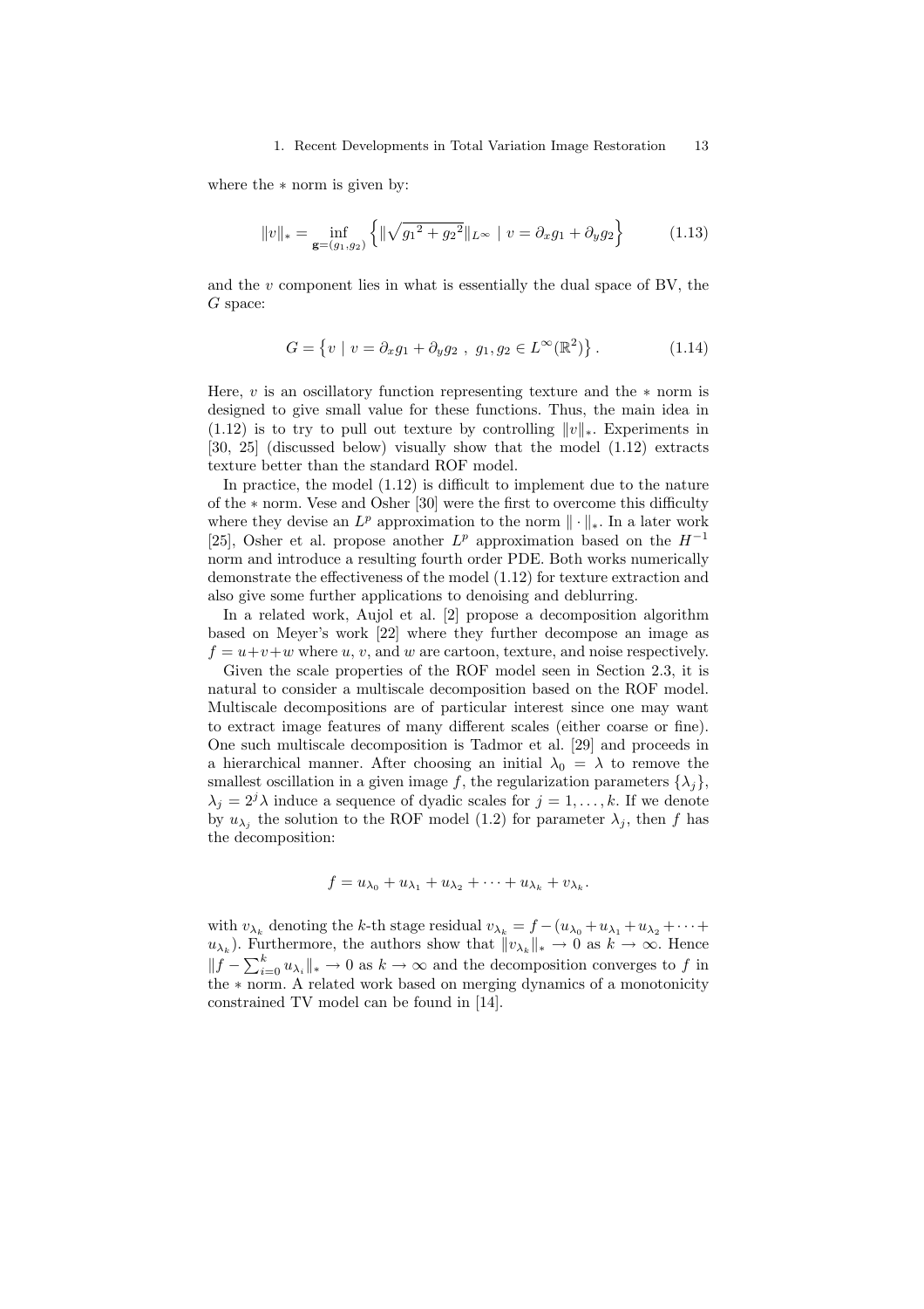where the $*$ norm is given by:

$$\|v\|_* = \inf_{\mathbf{g}=(g_1,g_2)} \left\{ \|\sqrt{{g_1}^2 + {g_2}^2}\|_{L^\infty} \mid v = \partial_x g_1 + \partial_y g_2 \right\} \tag{1.13}$$

and the $v$ component lies in what is essentially the dual space of BV, the $G$ space:

$$G = \left\{ v \mid v = \partial_x g_1 + \partial_y g_2 \ , \ g_1, g_2 \in L^\infty(\mathbb{R}^2) \right\}. \tag{1.14}$$

Here, $v$ is an oscillatory function representing texture and the $*$ norm is designed to give small value for these functions. Thus, the main idea in (1.12) is to try to pull out texture by controlling $\|v\|_*$. Experiments in [30, 25] (discussed below) visually show that the model (1.12) extracts texture better than the standard ROF model.

In practice, the model (1.12) is difficult to implement due to the nature of the $*$ norm. Vese and Osher [30] were the first to overcome this difficulty where they devise an $L^p$ approximation to the norm $\| \cdot \|_*$. In a later work [25], Osher et al. propose another $L^p$ approximation based on the $H^{-1}$ norm and introduce a resulting fourth order PDE. Both works numerically demonstrate the effectiveness of the model (1.12) for texture extraction and also give some further applications to denoising and deblurring.

In a related work, Aujol et al. [2] propose a decomposition algorithm based on Meyer's work [22] where they further decompose an image as $f = u+v+w$ where $u$, $v$, and $w$ are cartoon, texture, and noise respectively.

Given the scale properties of the ROF model seen in Section 2.3, it is natural to consider a multiscale decomposition based on the ROF model. Multiscale decompositions are of particular interest since one may want to extract image features of many different scales (either coarse or fine). One such multiscale decomposition is Tadmor et al. [29] and proceeds in a hierarchical manner. After choosing an initial $\lambda_0 = \lambda$ to remove the smallest oscillation in a given image $f$, the regularization parameters $\{\lambda_j\}$, $\lambda_j = 2^j \lambda$ induce a sequence of dyadic scales for $j = 1, \ldots, k$. If we denote by $u_{\lambda_j}$ the solution to the ROF model (1.2) for parameter $\lambda_j$, then $f$ has the decomposition:

$$f = u_{\lambda_0} + u_{\lambda_1} + u_{\lambda_2} + \cdots + u_{\lambda_k} + v_{\lambda_k}.$$

with $v_{\lambda_k}$ denoting the $k$-th stage residual $v_{\lambda_k} = f - (u_{\lambda_0} + u_{\lambda_1} + u_{\lambda_2} + \cdots + u_{\lambda_k})$. Furthermore, the authors show that $\|v_{\lambda_k}\|_* \to 0$ as $k \to \infty$. Hence $\|f - \sum_{i=0}^{k} u_{\lambda_i}\|_* \to 0$ as $k \to \infty$ and the decomposition converges to $f$ in the $*$ norm. A related work based on merging dynamics of a monotonicity constrained TV model can be found in [14].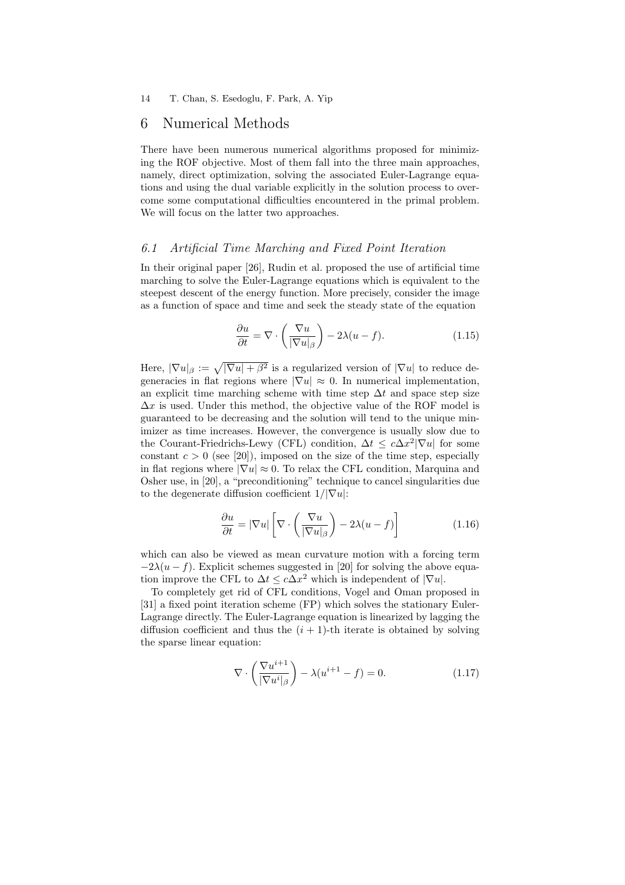# 6 Numerical Methods

There have been numerous numerical algorithms proposed for minimizing the ROF objective. Most of them fall into the three main approaches, namely, direct optimization, solving the associated Euler-Lagrange equations and using the dual variable explicitly in the solution process to overcome some computational difficulties encountered in the primal problem. We will focus on the latter two approaches.

## *6.1 Artificial Time Marching and Fixed Point Iteration*

In their original paper [26], Rudin et al. proposed the use of artificial time marching to solve the Euler-Lagrange equations which is equivalent to the steepest descent of the energy function. More precisely, consider the image as a function of space and time and seek the steady state of the equation

$$\frac{\partial u}{\partial t} = \nabla \cdot \left( \frac{\nabla u}{|\nabla u|_\beta} \right) - 2\lambda(u - f). \tag{1.15}$$

Here, $|\nabla u|_\beta := \sqrt{|\nabla u| + \beta^2}$ is a regularized version of $|\nabla u|$ to reduce degeneracies in flat regions where $|\nabla u| \approx 0$. In numerical implementation, an explicit time marching scheme with time step $\Delta t$ and space step size $\Delta x$ is used. Under this method, the objective value of the ROF model is guaranteed to be decreasing and the solution will tend to the unique minimizer as time increases. However, the convergence is usually slow due to the Courant-Friedrichs-Lewy (CFL) condition, $\Delta t \leq c\Delta x^2 |\nabla u|$ for some constant $c > 0$ (see [20]), imposed on the size of the time step, especially in flat regions where $|\nabla u| \approx 0$. To relax the CFL condition, Marquina and Osher use, in [20], a "preconditioning" technique to cancel singularities due to the degenerate diffusion coefficient $1/|\nabla u|$:

$$\frac{\partial u}{\partial t} = |\nabla u| \left[ \nabla \cdot \left( \frac{\nabla u}{|\nabla u|_\beta} \right) - 2\lambda(u - f) \right] \tag{1.16}$$

which can also be viewed as mean curvature motion with a forcing term $-2\lambda(u - f)$. Explicit schemes suggested in [20] for solving the above equation improve the CFL to $\Delta t \leq c\Delta x^2$ which is independent of $|\nabla u|$.

To completely get rid of CFL conditions, Vogel and Oman proposed in [31] a fixed point iteration scheme (FP) which solves the stationary Euler-Lagrange directly. The Euler-Lagrange equation is linearized by lagging the diffusion coefficient and thus the $(i+1)$-th iterate is obtained by solving the sparse linear equation:

$$\nabla \cdot \left( \frac{\nabla u^{i+1}}{|\nabla u^i|_\beta} \right) - \lambda(u^{i+1} - f) = 0. \tag{1.17}$$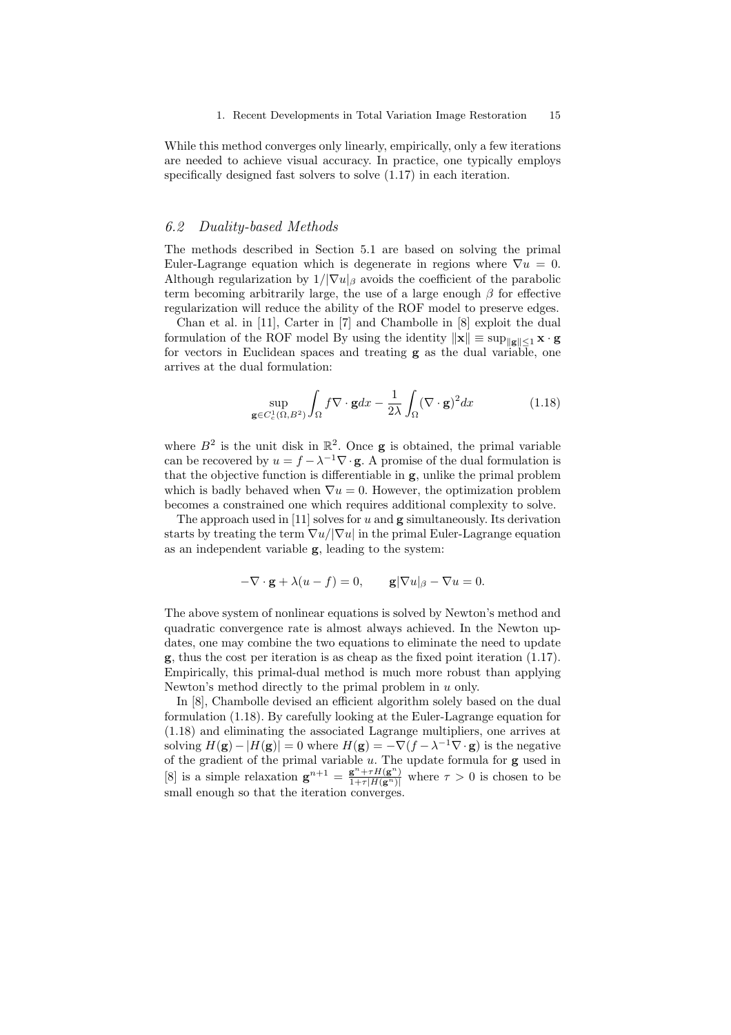While this method converges only linearly, empirically, only a few iterations are needed to achieve visual accuracy. In practice, one typically employs specifically designed fast solvers to solve (1.17) in each iteration.

## *6.2 Duality-based Methods*

The methods described in Section 5.1 are based on solving the primal Euler-Lagrange equation which is degenerate in regions where $\nabla u = 0$. Although regularization by $1/|\nabla u|_\beta$ avoids the coefficient of the parabolic term becoming arbitrarily large, the use of a large enough $\beta$ for effective regularization will reduce the ability of the ROF model to preserve edges.

Chan et al. in [11], Carter in [7] and Chambolle in [8] exploit the dual formulation of the ROF model By using the identity $\|\mathbf{x}\| \equiv \sup_{\|\mathbf{g}\| \leq 1} \mathbf{x} \cdot \mathbf{g}$ for vectors in Euclidean spaces and treating $\mathbf{g}$ as the dual variable, one arrives at the dual formulation:

$$\sup_{\mathbf{g} \in C_c^1(\Omega, B^2)} \int_\Omega f \nabla \cdot \mathbf{g} dx - \frac{1}{2\lambda} \int_\Omega (\nabla \cdot \mathbf{g})^2 dx \tag{1.18}$$

where $B^2$ is the unit disk in $\mathbb{R}^2$. Once $\mathbf{g}$ is obtained, the primal variable can be recovered by $u = f - \lambda^{-1} \nabla \cdot \mathbf{g}$. A promise of the dual formulation is that the objective function is differentiable in $\mathbf{g}$, unlike the primal problem which is badly behaved when $\nabla u = 0$. However, the optimization problem becomes a constrained one which requires additional complexity to solve.

The approach used in [11] solves for $u$ and $\mathbf{g}$ simultaneously. Its derivation starts by treating the term $\nabla u / |\nabla u|$ in the primal Euler-Lagrange equation as an independent variable $\mathbf{g}$, leading to the system:

$$-\nabla \cdot \mathbf{g} + \lambda(u - f) = 0, \qquad \mathbf{g}|\nabla u|_\beta - \nabla u = 0.$$

The above system of nonlinear equations is solved by Newton's method and quadratic convergence rate is almost always achieved. In the Newton updates, one may combine the two equations to eliminate the need to update $\mathbf{g}$, thus the cost per iteration is as cheap as the fixed point iteration (1.17). Empirically, this primal-dual method is much more robust than applying Newton's method directly to the primal problem in $u$ only.

In [8], Chambolle devised an efficient algorithm solely based on the dual formulation (1.18). By carefully looking at the Euler-Lagrange equation for (1.18) and eliminating the associated Lagrange multipliers, one arrives at solving $H(\mathbf{g}) - |H(\mathbf{g})| = 0$ where $H(\mathbf{g}) = -\nabla(f - \lambda^{-1} \nabla \cdot \mathbf{g})$ is the negative of the gradient of the primal variable $u$. The update formula for $\mathbf{g}$ used in [8] is a simple relaxation $\mathbf{g}^{n+1} = \frac{\mathbf{g}^n + \tau H(\mathbf{g}^n)}{1 + \tau |H(\mathbf{g}^n)|}$ where $\tau > 0$ is chosen to be small enough so that the iteration converges.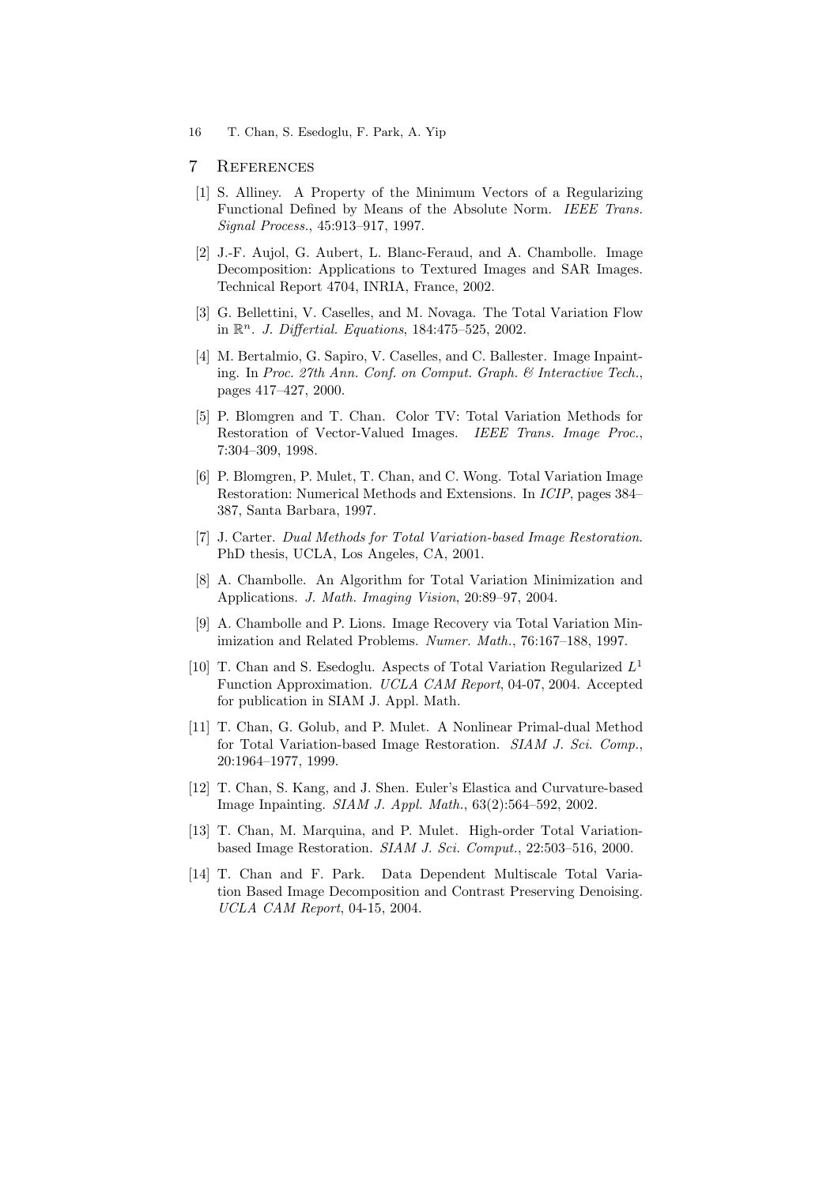## 7 References

[1] S. Alliney. A Property of the Minimum Vectors of a Regularizing Functional Defined by Means of the Absolute Norm. *IEEE Trans. Signal Process.*, 45:913–917, 1997.

[2] J.-F. Aujol, G. Aubert, L. Blanc-Feraud, and A. Chambolle. Image Decomposition: Applications to Textured Images and SAR Images. Technical Report 4704, INRIA, France, 2002.

[3] G. Bellettini, V. Caselles, and M. Novaga. The Total Variation Flow in $\mathbb{R}^n$. *J. Differtial. Equations*, 184:475–525, 2002.

[4] M. Bertalmio, G. Sapiro, V. Caselles, and C. Ballester. Image Inpainting. In *Proc. 27th Ann. Conf. on Comput. Graph. & Interactive Tech.*, pages 417–427, 2000.

[5] P. Blomgren and T. Chan. Color TV: Total Variation Methods for Restoration of Vector-Valued Images. *IEEE Trans. Image Proc.*, 7:304–309, 1998.

[6] P. Blomgren, P. Mulet, T. Chan, and C. Wong. Total Variation Image Restoration: Numerical Methods and Extensions. In *ICIP*, pages 384–387, Santa Barbara, 1997.

[7] J. Carter. *Dual Methods for Total Variation-based Image Restoration*. PhD thesis, UCLA, Los Angeles, CA, 2001.

[8] A. Chambolle. An Algorithm for Total Variation Minimization and Applications. *J. Math. Imaging Vision*, 20:89–97, 2004.

[9] A. Chambolle and P. Lions. Image Recovery via Total Variation Minimization and Related Problems. *Numer. Math.*, 76:167–188, 1997.

[10] T. Chan and S. Esedoglu. Aspects of Total Variation Regularized $L^1$ Function Approximation. *UCLA CAM Report*, 04-07, 2004. Accepted for publication in SIAM J. Appl. Math.

[11] T. Chan, G. Golub, and P. Mulet. A Nonlinear Primal-dual Method for Total Variation-based Image Restoration. *SIAM J. Sci. Comp.*, 20:1964–1977, 1999.

[12] T. Chan, S. Kang, and J. Shen. Euler's Elastica and Curvature-based Image Inpainting. *SIAM J. Appl. Math.*, 63(2):564–592, 2002.

[13] T. Chan, M. Marquina, and P. Mulet. High-order Total Variation-based Image Restoration. *SIAM J. Sci. Comput.*, 22:503–516, 2000.

[14] T. Chan and F. Park. Data Dependent Multiscale Total Variation Based Image Decomposition and Contrast Preserving Denoising. *UCLA CAM Report*, 04-15, 2004.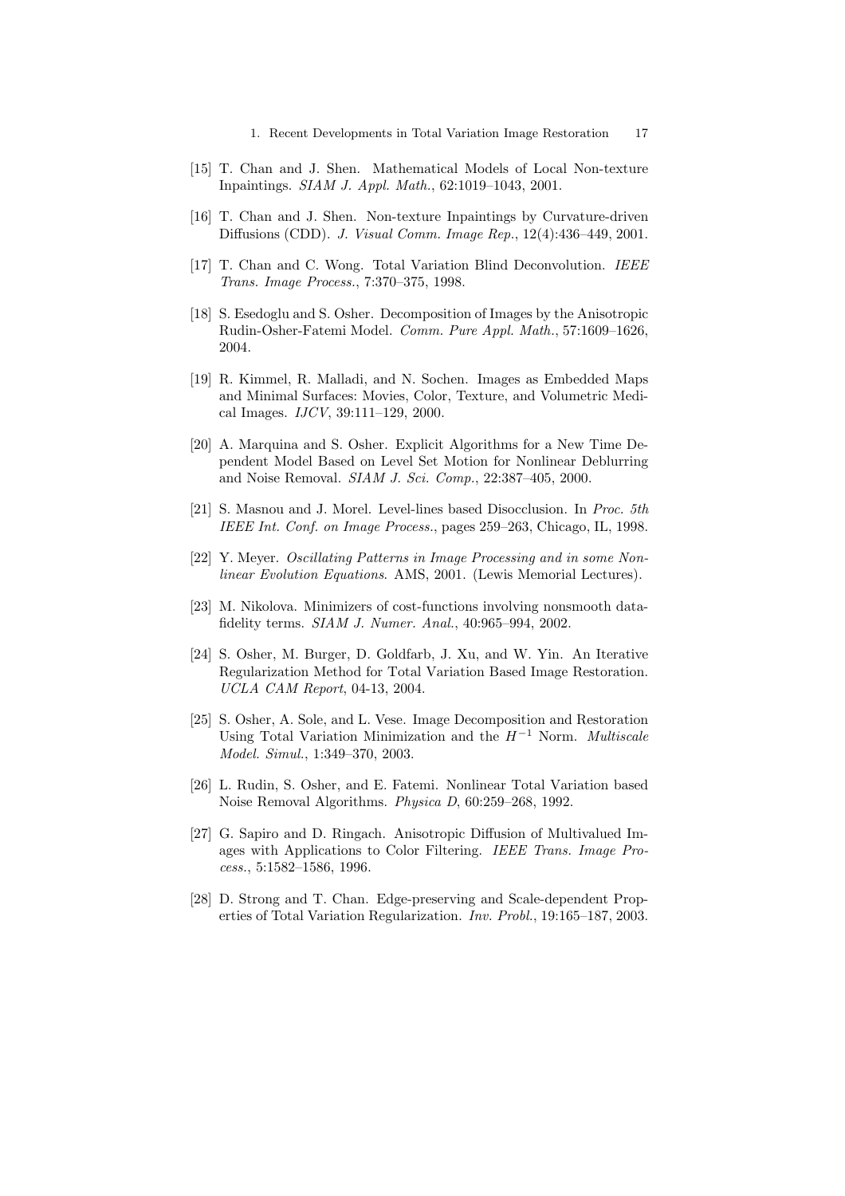[15] T. Chan and J. Shen. Mathematical Models of Local Non-texture Inpaintings. *SIAM J. Appl. Math.*, 62:1019–1043, 2001.

[16] T. Chan and J. Shen. Non-texture Inpaintings by Curvature-driven Diffusions (CDD). *J. Visual Comm. Image Rep.*, 12(4):436–449, 2001.

[17] T. Chan and C. Wong. Total Variation Blind Deconvolution. *IEEE Trans. Image Process.*, 7:370–375, 1998.

[18] S. Esedoglu and S. Osher. Decomposition of Images by the Anisotropic Rudin-Osher-Fatemi Model. *Comm. Pure Appl. Math.*, 57:1609–1626, 2004.

[19] R. Kimmel, R. Malladi, and N. Sochen. Images as Embedded Maps and Minimal Surfaces: Movies, Color, Texture, and Volumetric Medical Images. *IJCV*, 39:111–129, 2000.

[20] A. Marquina and S. Osher. Explicit Algorithms for a New Time Dependent Model Based on Level Set Motion for Nonlinear Deblurring and Noise Removal. *SIAM J. Sci. Comp.*, 22:387–405, 2000.

[21] S. Masnou and J. Morel. Level-lines based Disocclusion. In *Proc. 5th IEEE Int. Conf. on Image Process.*, pages 259–263, Chicago, IL, 1998.

[22] Y. Meyer. *Oscillating Patterns in Image Processing and in some Nonlinear Evolution Equations*. AMS, 2001. (Lewis Memorial Lectures).

[23] M. Nikolova. Minimizers of cost-functions involving nonsmooth data-fidelity terms. *SIAM J. Numer. Anal.*, 40:965–994, 2002.

[24] S. Osher, M. Burger, D. Goldfarb, J. Xu, and W. Yin. An Iterative Regularization Method for Total Variation Based Image Restoration. *UCLA CAM Report*, 04-13, 2004.

[25] S. Osher, A. Sole, and L. Vese. Image Decomposition and Restoration Using Total Variation Minimization and the $H^{-1}$ Norm. *Multiscale Model. Simul.*, 1:349–370, 2003.

[26] L. Rudin, S. Osher, and E. Fatemi. Nonlinear Total Variation based Noise Removal Algorithms. *Physica D*, 60:259–268, 1992.

[27] G. Sapiro and D. Ringach. Anisotropic Diffusion of Multivalued Images with Applications to Color Filtering. *IEEE Trans. Image Process.*, 5:1582–1586, 1996.

[28] D. Strong and T. Chan. Edge-preserving and Scale-dependent Properties of Total Variation Regularization. *Inv. Probl.*, 19:165–187, 2003.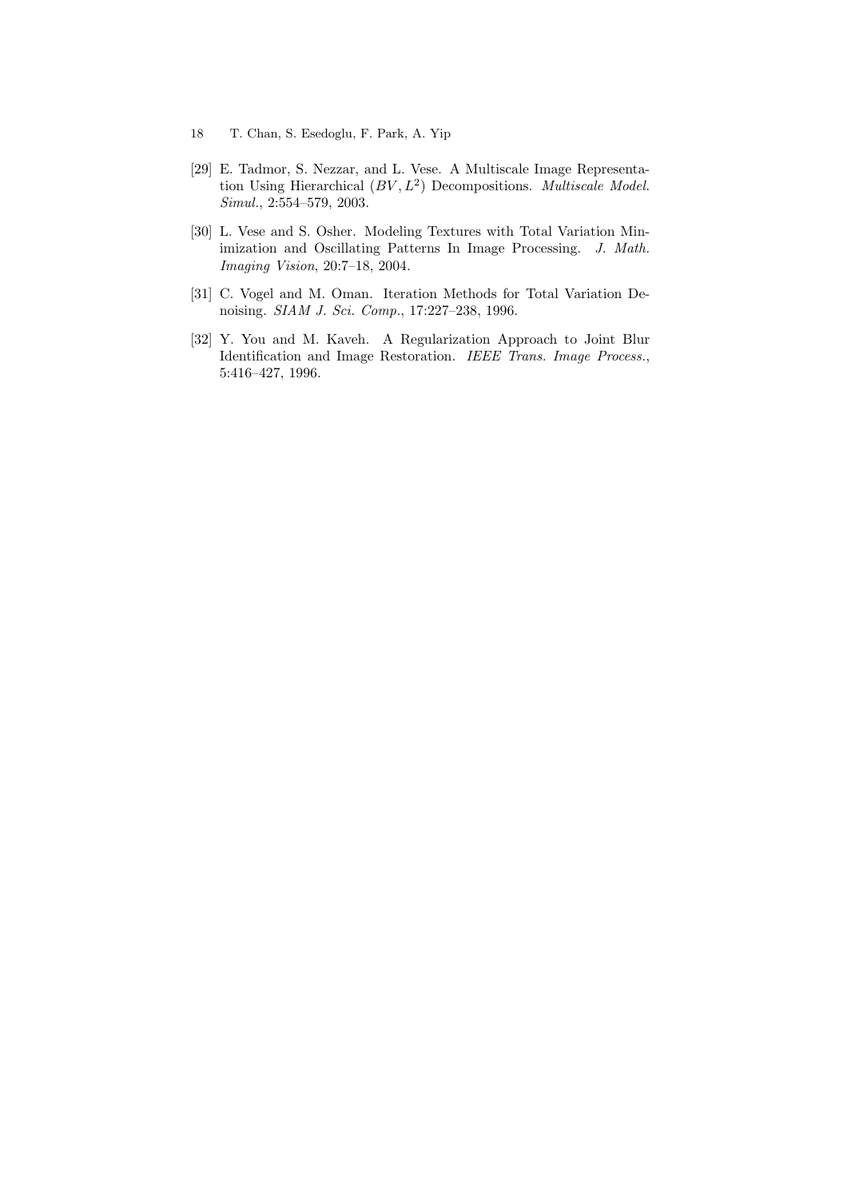[29] E. Tadmor, S. Nezzar, and L. Vese. A Multiscale Image Representation Using Hierarchical $(BV, L^2)$ Decompositions. *Multiscale Model. Simul.*, 2:554–579, 2003.

[30] L. Vese and S. Osher. Modeling Textures with Total Variation Minimization and Oscillating Patterns In Image Processing. *J. Math. Imaging Vision*, 20:7–18, 2004.

[31] C. Vogel and M. Oman. Iteration Methods for Total Variation Denoising. *SIAM J. Sci. Comp.*, 17:227–238, 1996.

[32] Y. You and M. Kaveh. A Regularization Approach to Joint Blur Identification and Image Restoration. *IEEE Trans. Image Process.*, 5:416–427, 1996.